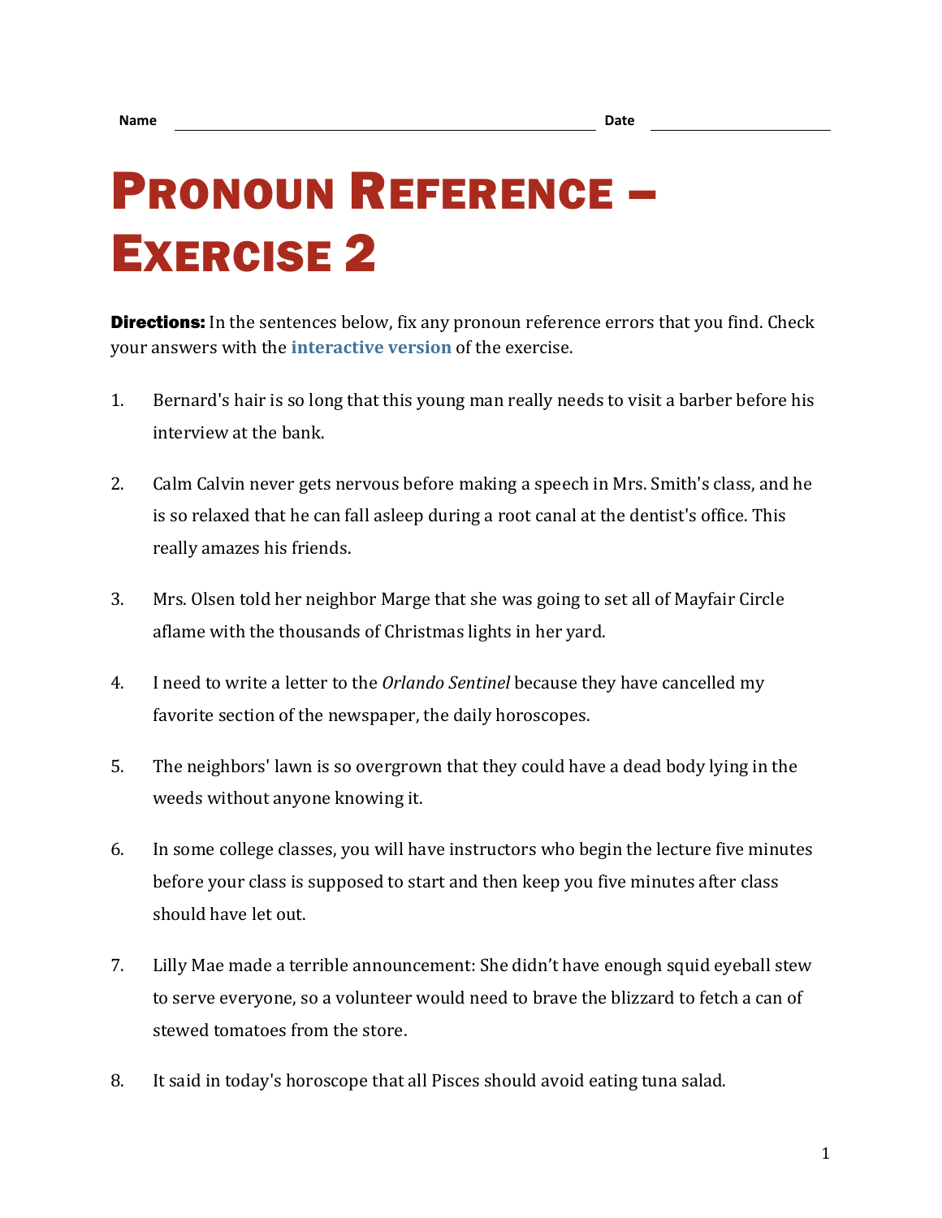Name ______________________ Date ______________

# Pronoun Reference – Exercise 2

**Directions:** In the sentences below, fix any pronoun reference errors that you find. Check your answers with the **interactive version** of the exercise.

1. Bernard's hair is so long that this young man really needs to visit a barber before his interview at the bank.

2. Calm Calvin never gets nervous before making a speech in Mrs. Smith's class, and he is so relaxed that he can fall asleep during a root canal at the dentist's office. This really amazes his friends.

3. Mrs. Olsen told her neighbor Marge that she was going to set all of Mayfair Circle aflame with the thousands of Christmas lights in her yard.

4. I need to write a letter to the *Orlando Sentinel* because they have cancelled my favorite section of the newspaper, the daily horoscopes.

5. The neighbors' lawn is so overgrown that they could have a dead body lying in the weeds without anyone knowing it.

6. In some college classes, you will have instructors who begin the lecture five minutes before your class is supposed to start and then keep you five minutes after class should have let out.

7. Lilly Mae made a terrible announcement: She didn't have enough squid eyeball stew to serve everyone, so a volunteer would need to brave the blizzard to fetch a can of stewed tomatoes from the store.

8. It said in today's horoscope that all Pisces should avoid eating tuna salad.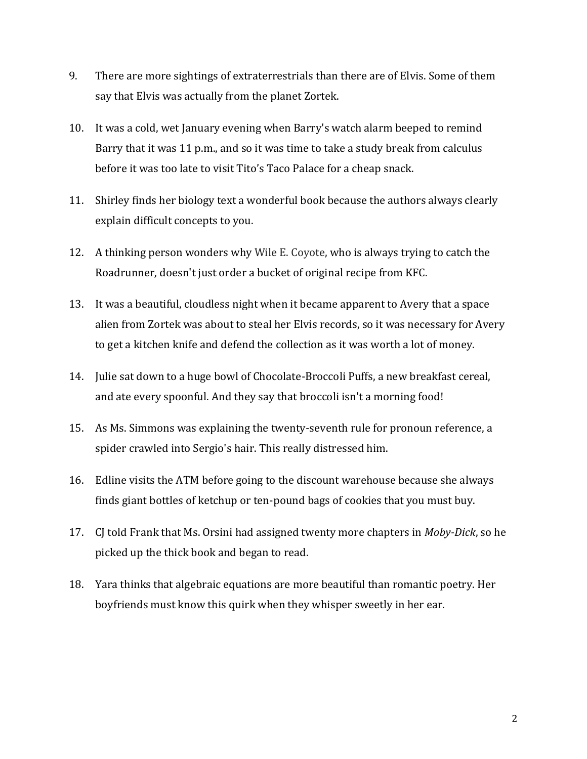9. There are more sightings of extraterrestrials than there are of Elvis. Some of them say that Elvis was actually from the planet Zortek.

10. It was a cold, wet January evening when Barry's watch alarm beeped to remind Barry that it was 11 p.m., and so it was time to take a study break from calculus before it was too late to visit Tito's Taco Palace for a cheap snack.

11. Shirley finds her biology text a wonderful book because the authors always clearly explain difficult concepts to you.

12. A thinking person wonders why Wile E. Coyote, who is always trying to catch the Roadrunner, doesn't just order a bucket of original recipe from KFC.

13. It was a beautiful, cloudless night when it became apparent to Avery that a space alien from Zortek was about to steal her Elvis records, so it was necessary for Avery to get a kitchen knife and defend the collection as it was worth a lot of money.

14. Julie sat down to a huge bowl of Chocolate-Broccoli Puffs, a new breakfast cereal, and ate every spoonful. And they say that broccoli isn't a morning food!

15. As Ms. Simmons was explaining the twenty-seventh rule for pronoun reference, a spider crawled into Sergio's hair. This really distressed him.

16. Edline visits the ATM before going to the discount warehouse because she always finds giant bottles of ketchup or ten-pound bags of cookies that you must buy.

17. CJ told Frank that Ms. Orsini had assigned twenty more chapters in *Moby-Dick*, so he picked up the thick book and began to read.

18. Yara thinks that algebraic equations are more beautiful than romantic poetry. Her boyfriends must know this quirk when they whisper sweetly in her ear.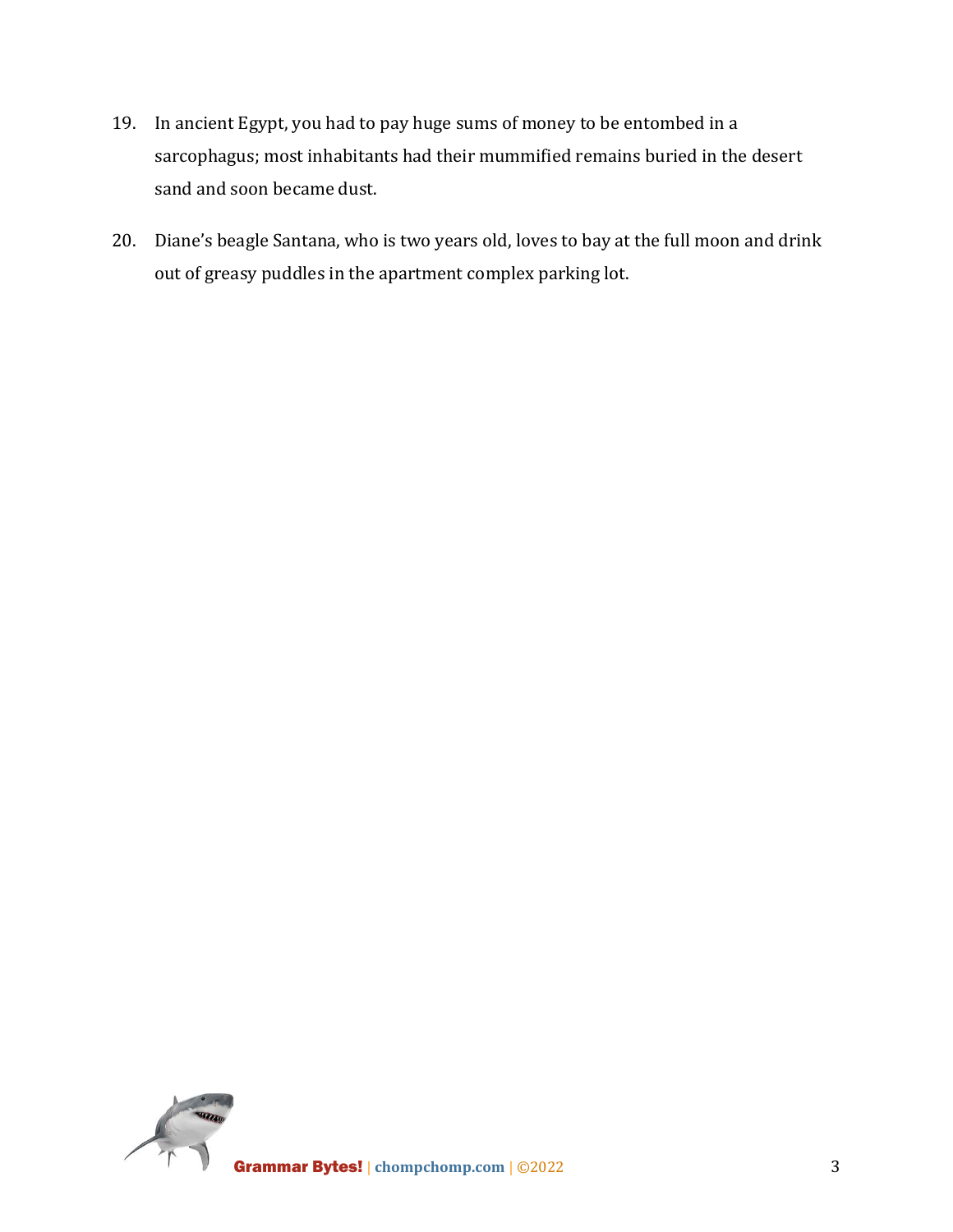19. In ancient Egypt, you had to pay huge sums of money to be entombed in a sarcophagus; most inhabitants had their mummified remains buried in the desert sand and soon became dust.

20. Diane's beagle Santana, who is two years old, loves to bay at the full moon and drink out of greasy puddles in the apartment complex parking lot.